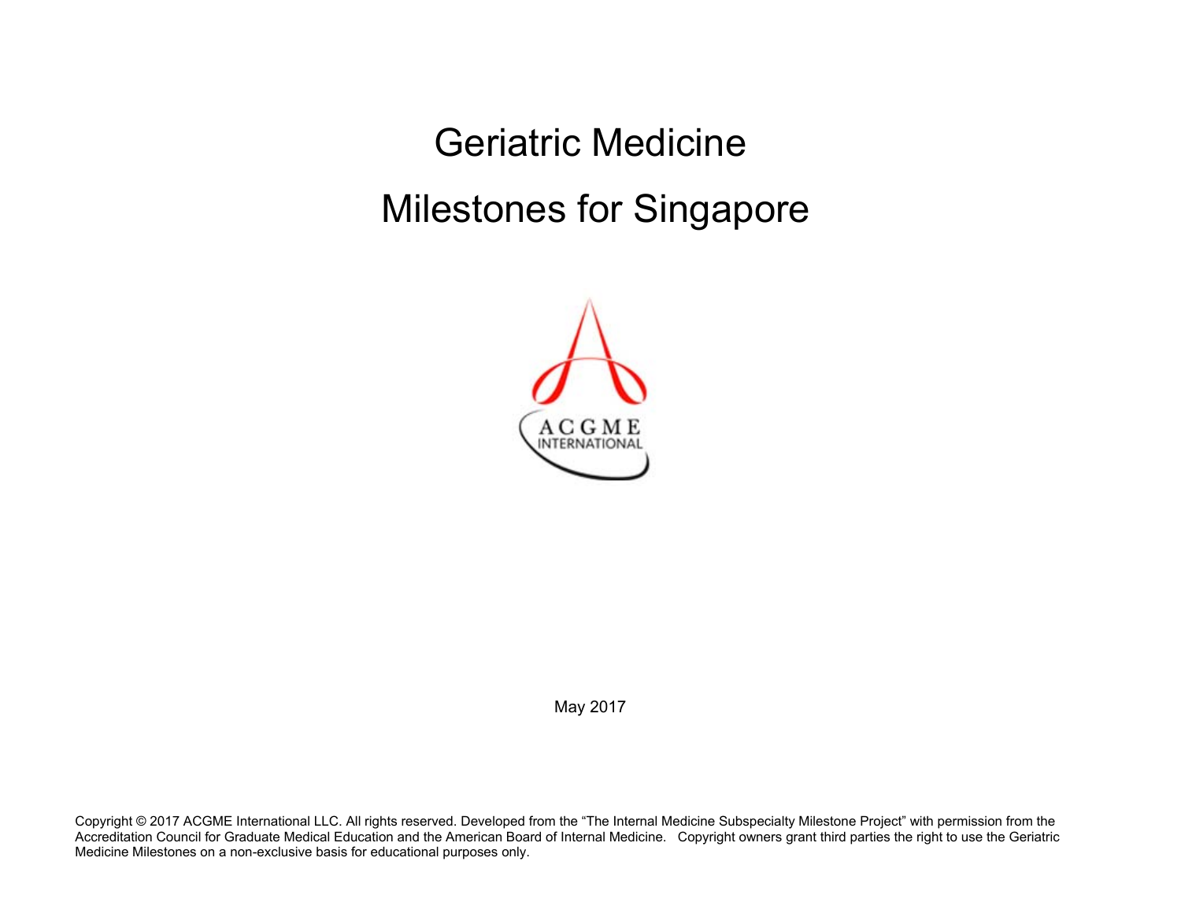# Geriatric Medicine

# Milestones for Singapore

May 2017

Copyright © 2017 ACGME International LLC. All rights reserved. Developed from the "The Internal Medicine Subspecialty Milestone Project" with permission from the Accreditation Council for Graduate Medical Education and the American Board of Internal Medicine. Copyright owners grant third parties the right to use the Geriatric Medicine Milestones on a non-exclusive basis for educational purposes only.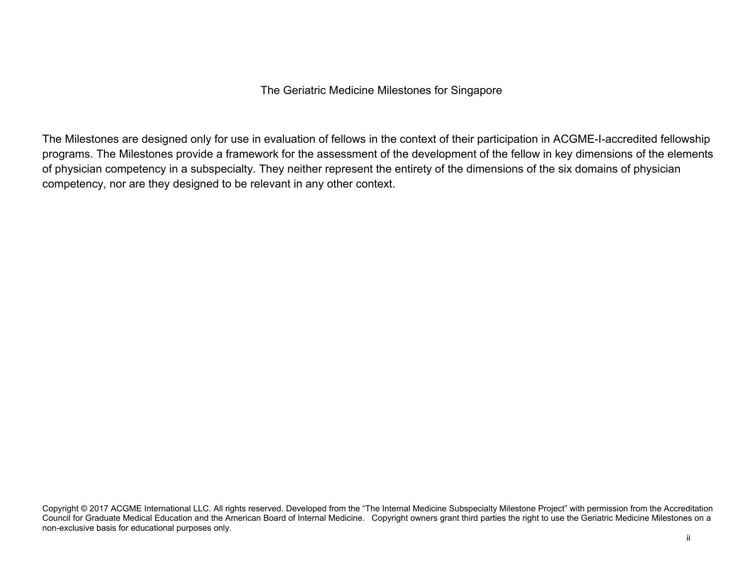The Geriatric Medicine Milestones for Singapore

The Milestones are designed only for use in evaluation of fellows in the context of their participation in ACGME-I-accredited fellowship programs. The Milestones provide a framework for the assessment of the development of the fellow in key dimensions of the elements of physician competency in a subspecialty. They neither represent the entirety of the dimensions of the six domains of physician competency, nor are they designed to be relevant in any other context.

Copyright © 2017 ACGME International LLC. All rights reserved. Developed from the "The Internal Medicine Subspecialty Milestone Project" with permission from the Accreditation Council for Graduate Medical Education and the American Board of Internal Medicine. Copyright owners grant third parties the right to use the Geriatric Medicine Milestones on a non-exclusive basis for educational purposes only.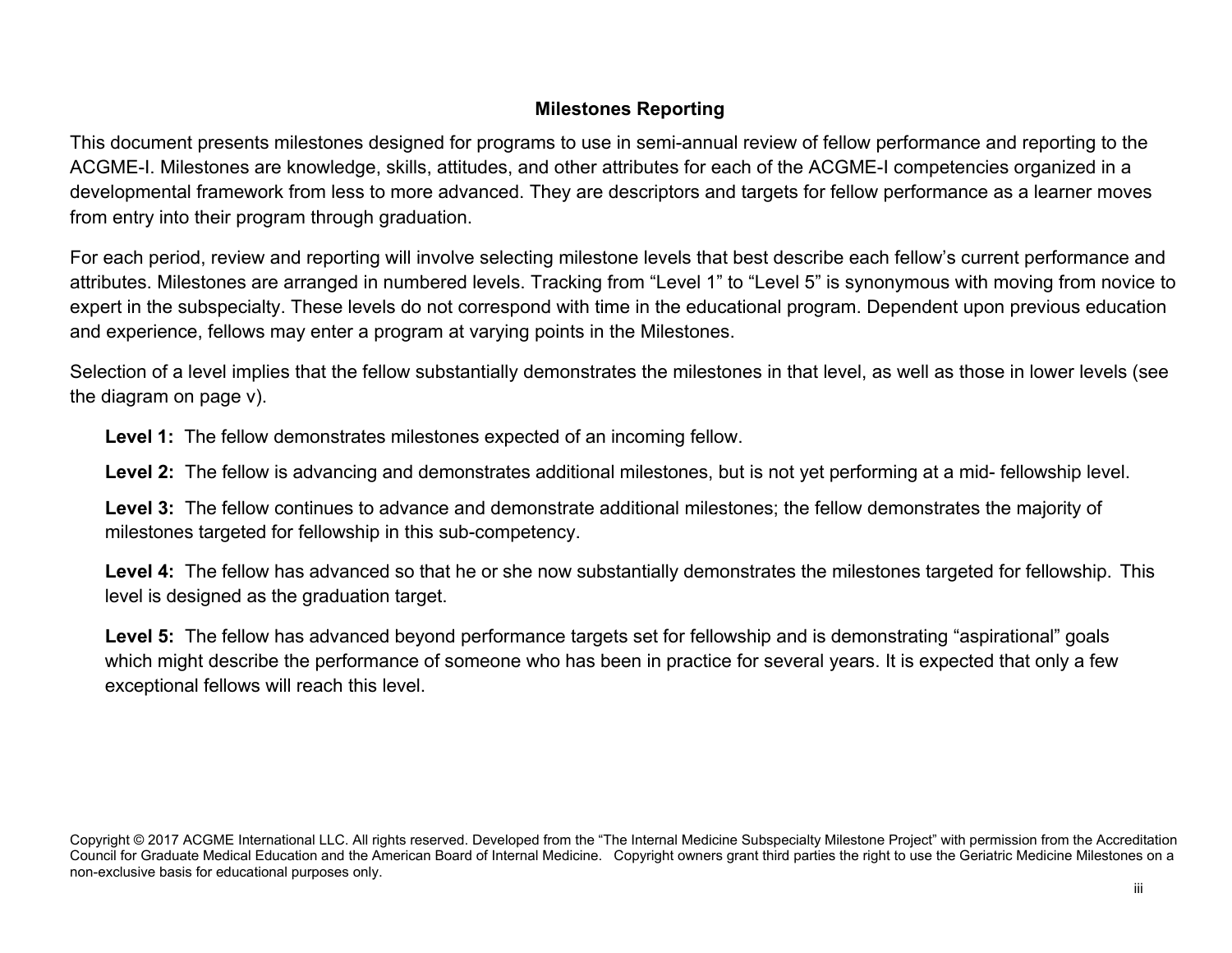## Milestones Reporting

This document presents milestones designed for programs to use in semi-annual review of fellow performance and reporting to the ACGME-I. Milestones are knowledge, skills, attitudes, and other attributes for each of the ACGME-I competencies organized in a developmental framework from less to more advanced. They are descriptors and targets for fellow performance as a learner moves from entry into their program through graduation.

For each period, review and reporting will involve selecting milestone levels that best describe each fellow's current performance and attributes. Milestones are arranged in numbered levels. Tracking from "Level 1" to "Level 5" is synonymous with moving from novice to expert in the subspecialty. These levels do not correspond with time in the educational program. Dependent upon previous education and experience, fellows may enter a program at varying points in the Milestones.

Selection of a level implies that the fellow substantially demonstrates the milestones in that level, as well as those in lower levels (see the diagram on page v).

**Level 1:** The fellow demonstrates milestones expected of an incoming fellow.

**Level 2:** The fellow is advancing and demonstrates additional milestones, but is not yet performing at a mid- fellowship level.

**Level 3:** The fellow continues to advance and demonstrate additional milestones; the fellow demonstrates the majority of milestones targeted for fellowship in this sub-competency.

**Level 4:** The fellow has advanced so that he or she now substantially demonstrates the milestones targeted for fellowship. This level is designed as the graduation target.

**Level 5:** The fellow has advanced beyond performance targets set for fellowship and is demonstrating "aspirational" goals which might describe the performance of someone who has been in practice for several years. It is expected that only a few exceptional fellows will reach this level.

Copyright © 2017 ACGME International LLC. All rights reserved. Developed from the "The Internal Medicine Subspecialty Milestone Project" with permission from the Accreditation Council for Graduate Medical Education and the American Board of Internal Medicine. Copyright owners grant third parties the right to use the Geriatric Medicine Milestones on a non-exclusive basis for educational purposes only.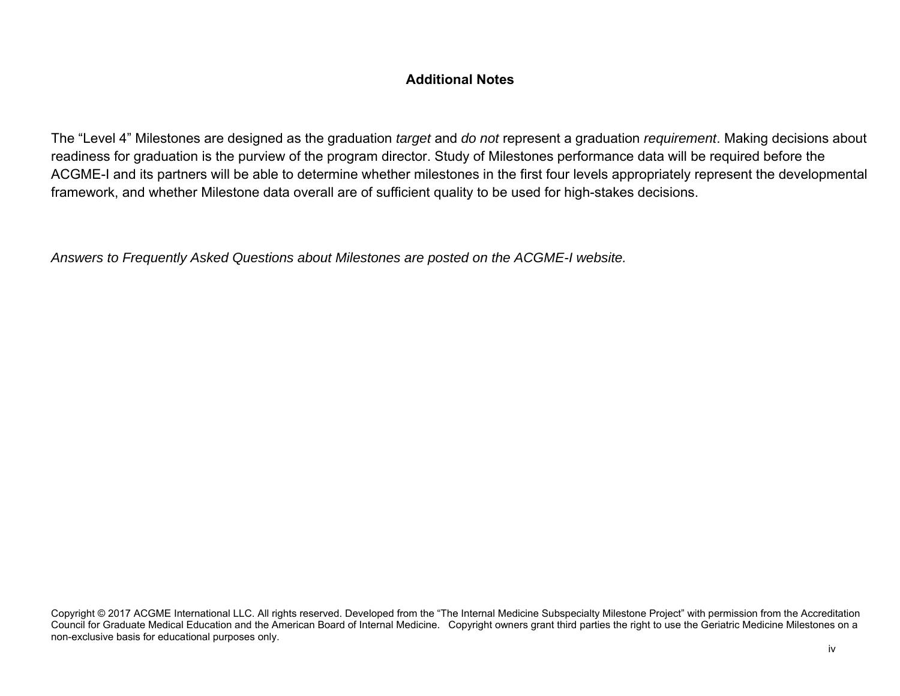## Additional Notes

The "Level 4" Milestones are designed as the graduation *target* and *do not* represent a graduation *requirement*. Making decisions about readiness for graduation is the purview of the program director. Study of Milestones performance data will be required before the ACGME-I and its partners will be able to determine whether milestones in the first four levels appropriately represent the developmental framework, and whether Milestone data overall are of sufficient quality to be used for high-stakes decisions.

*Answers to Frequently Asked Questions about Milestones are posted on the ACGME-I website.*

Copyright © 2017 ACGME International LLC. All rights reserved. Developed from the "The Internal Medicine Subspecialty Milestone Project" with permission from the Accreditation Council for Graduate Medical Education and the American Board of Internal Medicine. Copyright owners grant third parties the right to use the Geriatric Medicine Milestones on a non-exclusive basis for educational purposes only.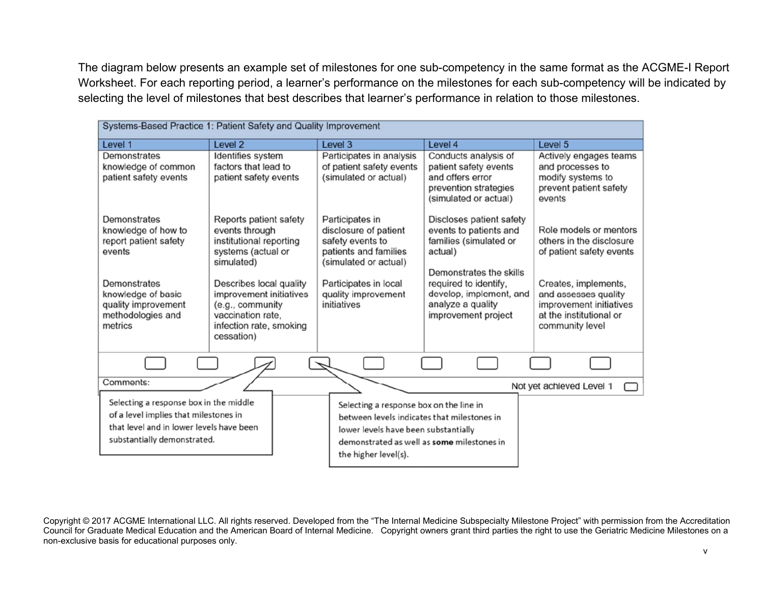The diagram below presents an example set of milestones for one sub-competency in the same format as the ACGME-I Report Worksheet. For each reporting period, a learner's performance on the milestones for each sub-competency will be indicated by selecting the level of milestones that best describes that learner's performance in relation to those milestones.

| Systems-Based Practice 1: Patient Safety and Quality Improvement | | | | |
|---|---|---|---|---|
| **Level 1** | **Level 2** | **Level 3** | **Level 4** | **Level 5** |
| Demonstrates knowledge of common patient safety events | Identifies system factors that lead to patient safety events | Participates in analysis of patient safety events (simulated or actual) | Conducts analysis of patient safety events and offers error prevention strategies (simulated or actual) | Actively engages teams and processes to modify systems to prevent patient safety events |
| Demonstrates knowledge of how to report patient safety events | Reports patient safety events through institutional reporting systems (actual or simulated) | Participates in disclosure of patient safety events to patients and families (simulated or actual) | Discloses patient safety events to patients and families (simulated or actual) | Role models or mentors others in the disclosure of patient safety events |
| Demonstrates knowledge of basic quality improvement methodologies and metrics | Describes local quality improvement initiatives (e.g., community vaccination rate, infection rate, smoking cessation) | Participates in local quality improvement initiatives | Demonstrates the skills required to identify, develop, implement, and analyze a quality improvement project | Creates, implements, and assesses quality improvement initiatives at the institutional or community level |

Comments:

Not yet achieved Level 1

Selecting a response box in the middle of a level implies that milestones in that level and in lower levels have been substantially demonstrated.

Selecting a response box on the line in between levels indicates that milestones in lower levels have been substantially demonstrated as well as **some** milestones in the higher level(s).

Copyright © 2017 ACGME International LLC. All rights reserved. Developed from the "The Internal Medicine Subspecialty Milestone Project" with permission from the Accreditation Council for Graduate Medical Education and the American Board of Internal Medicine. Copyright owners grant third parties the right to use the Geriatric Medicine Milestones on a non-exclusive basis for educational purposes only.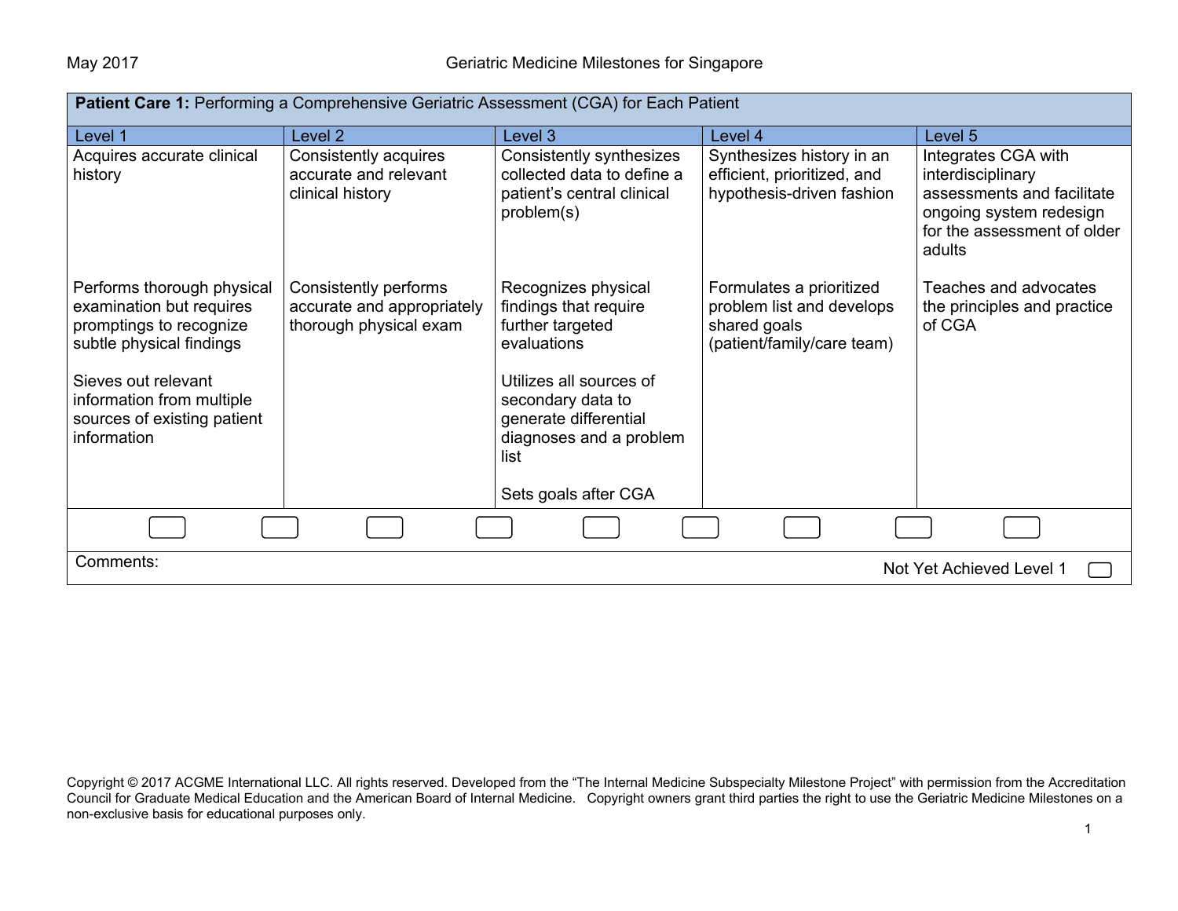| Patient Care 1: Performing a Comprehensive Geriatric Assessment (CGA) for Each Patient | | | | |
|---|---|---|---|---|
| Level 1 | Level 2 | Level 3 | Level 4 | Level 5 |
| Acquires accurate clinical history | Consistently acquires accurate and relevant clinical history | Consistently synthesizes collected data to define a patient's central clinical problem(s) | Synthesizes history in an efficient, prioritized, and hypothesis-driven fashion | Integrates CGA with interdisciplinary assessments and facilitate ongoing system redesign for the assessment of older adults |
| Performs thorough physical examination but requires promptings to recognize subtle physical findings<br><br>Sieves out relevant information from multiple sources of existing patient information | Consistently performs accurate and appropriately thorough physical exam | Recognizes physical findings that require further targeted evaluations<br><br>Utilizes all sources of secondary data to generate differential diagnoses and a problem list<br><br>Sets goals after CGA | Formulates a prioritized problem list and develops shared goals (patient/family/care team) | Teaches and advocates the principles and practice of CGA |

Comments:

Not Yet Achieved Level 1

Copyright © 2017 ACGME International LLC. All rights reserved. Developed from the "The Internal Medicine Subspecialty Milestone Project" with permission from the Accreditation Council for Graduate Medical Education and the American Board of Internal Medicine. Copyright owners grant third parties the right to use the Geriatric Medicine Milestones on a non-exclusive basis for educational purposes only.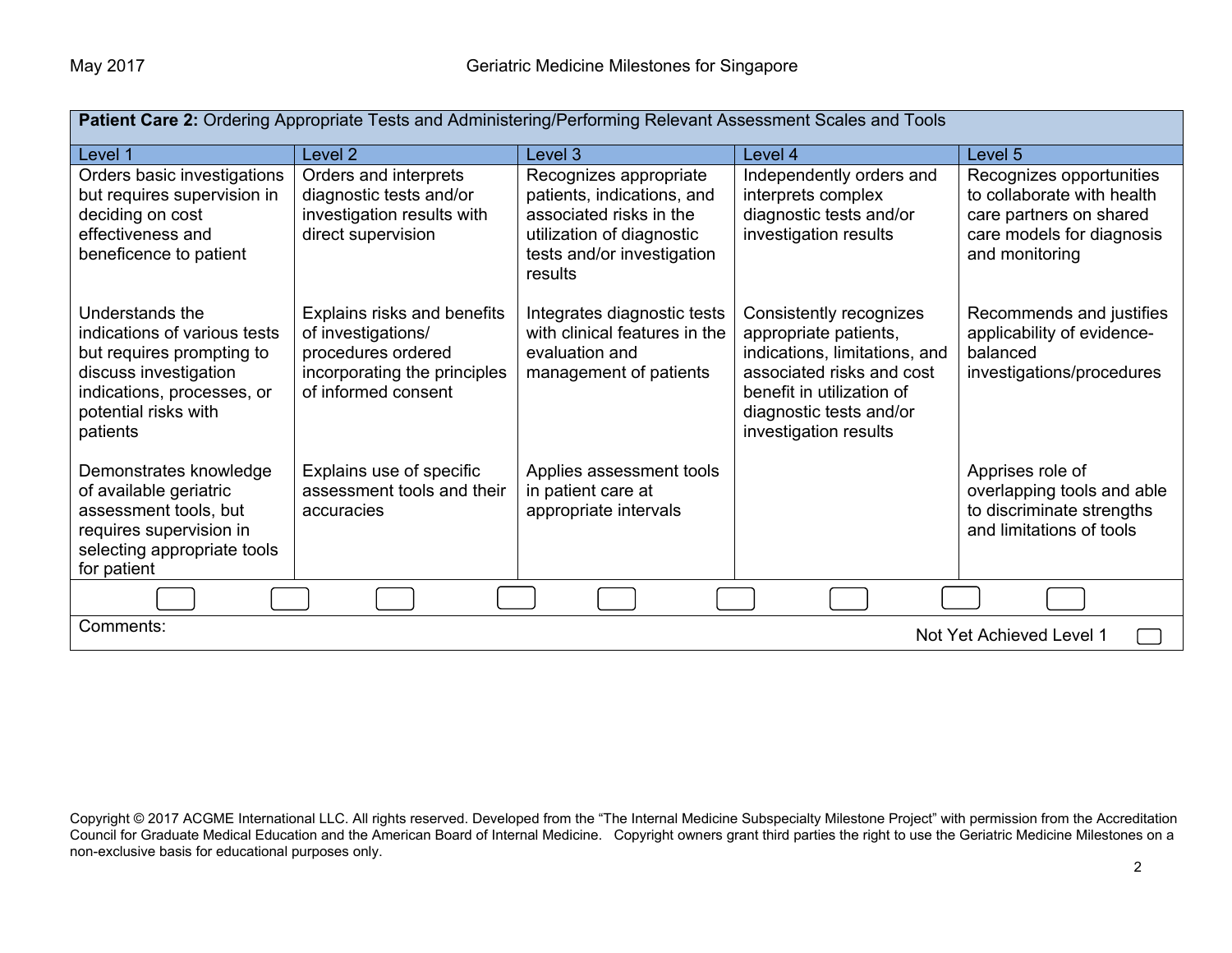| **Patient Care 2:** Ordering Appropriate Tests and Administering/Performing Relevant Assessment Scales and Tools | | | | |
|---|---|---|---|---|
| Level 1 | Level 2 | Level 3 | Level 4 | Level 5 |
| Orders basic investigations but requires supervision in deciding on cost effectiveness and beneficence to patient | Orders and interprets diagnostic tests and/or investigation results with direct supervision | Recognizes appropriate patients, indications, and associated risks in the utilization of diagnostic tests and/or investigation results | Independently orders and interprets complex diagnostic tests and/or investigation results | Recognizes opportunities to collaborate with health care partners on shared care models for diagnosis and monitoring |
| Understands the indications of various tests but requires prompting to discuss investigation indications, processes, or potential risks with patients | Explains risks and benefits of investigations/ procedures ordered incorporating the principles of informed consent | Integrates diagnostic tests with clinical features in the evaluation and management of patients | Consistently recognizes appropriate patients, indications, limitations, and associated risks and cost benefit in utilization of diagnostic tests and/or investigation results | Recommends and justifies applicability of evidence-balanced investigations/procedures |
| Demonstrates knowledge of available geriatric assessment tools, but requires supervision in selecting appropriate tools for patient | Explains use of specific assessment tools and their accuracies | Applies assessment tools in patient care at appropriate intervals | | Apprises role of overlapping tools and able to discriminate strengths and limitations of tools |

Comments:

Not Yet Achieved Level 1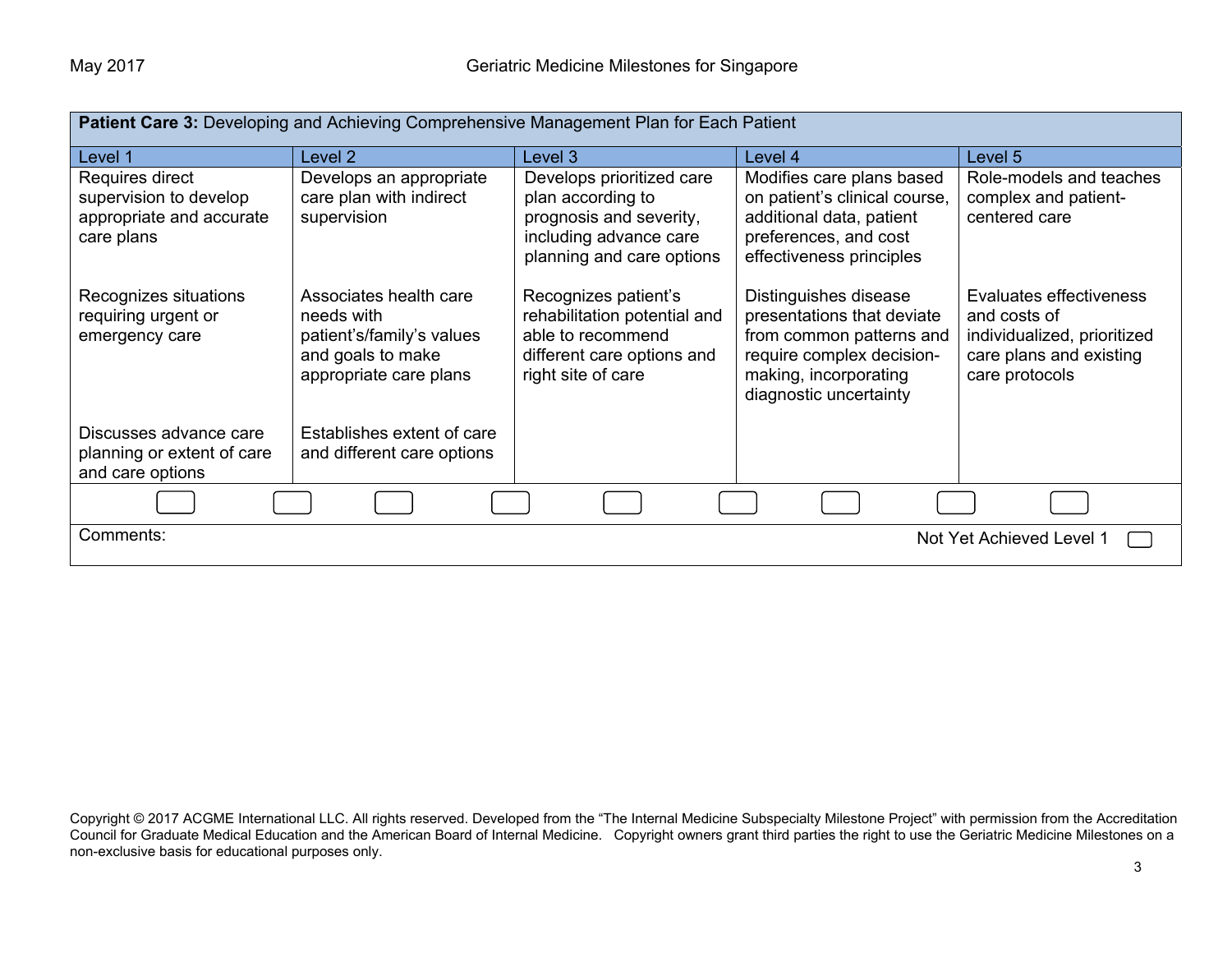**Patient Care 3:** Developing and Achieving Comprehensive Management Plan for Each Patient

| Level 1 | Level 2 | Level 3 | Level 4 | Level 5 |
|---|---|---|---|---|
| Requires direct supervision to develop appropriate and accurate care plans | Develops an appropriate care plan with indirect supervision | Develops prioritized care plan according to prognosis and severity, including advance care planning and care options | Modifies care plans based on patient's clinical course, additional data, patient preferences, and cost effectiveness principles | Role-models and teaches complex and patient-centered care |
| Recognizes situations requiring urgent or emergency care | Associates health care needs with patient's/family's values and goals to make appropriate care plans | Recognizes patient's rehabilitation potential and able to recommend different care options and right site of care | Distinguishes disease presentations that deviate from common patterns and require complex decision-making, incorporating diagnostic uncertainty | Evaluates effectiveness and costs of individualized, prioritized care plans and existing care protocols |
| Discusses advance care planning or extent of care and care options | Establishes extent of care and different care options | | | |

Comments:

Not Yet Achieved Level 1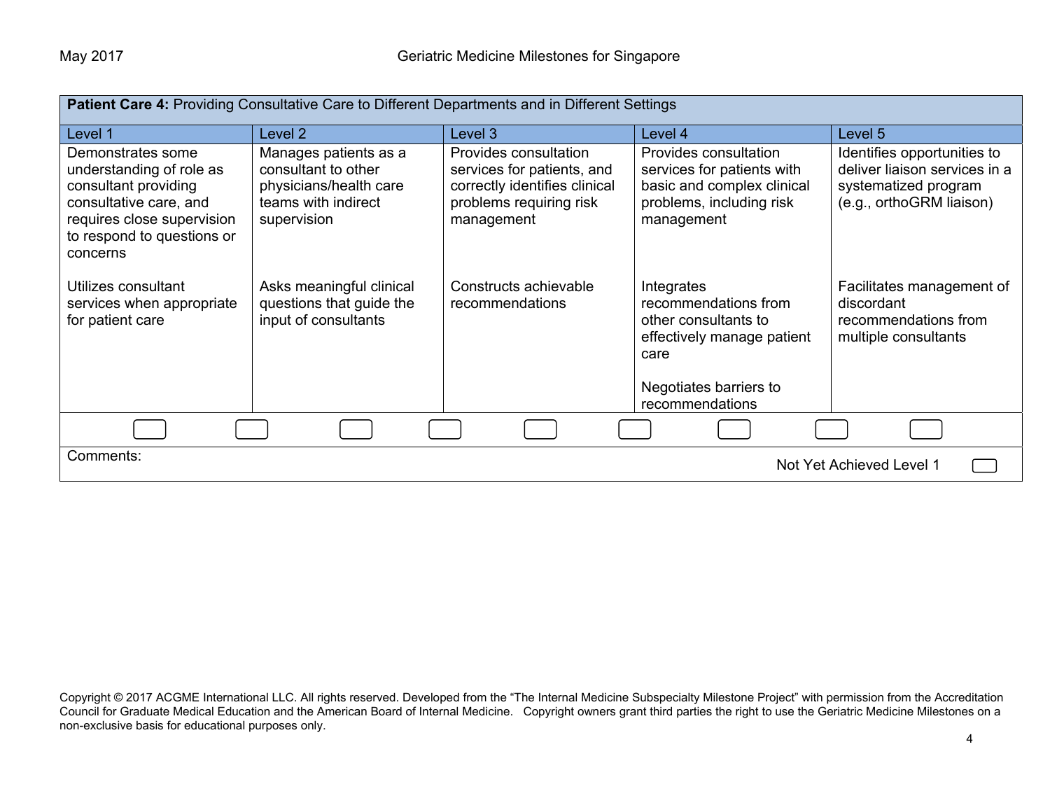| **Patient Care 4:** Providing Consultative Care to Different Departments and in Different Settings | | | | |
|---|---|---|---|---|
| Level 1 | Level 2 | Level 3 | Level 4 | Level 5 |
| Demonstrates some understanding of role as consultant providing consultative care, and requires close supervision to respond to questions or concerns | Manages patients as a consultant to other physicians/health care teams with indirect supervision | Provides consultation services for patients, and correctly identifies clinical problems requiring risk management | Provides consultation services for patients with basic and complex clinical problems, including risk management | Identifies opportunities to deliver liaison services in a systematized program (e.g., orthoGRM liaison) |
| Utilizes consultant services when appropriate for patient care | Asks meaningful clinical questions that guide the input of consultants | Constructs achievable recommendations | Integrates recommendations from other consultants to effectively manage patient care<br><br>Negotiates barriers to recommendations | Facilitates management of discordant recommendations from multiple consultants |

Comments:

Not Yet Achieved Level 1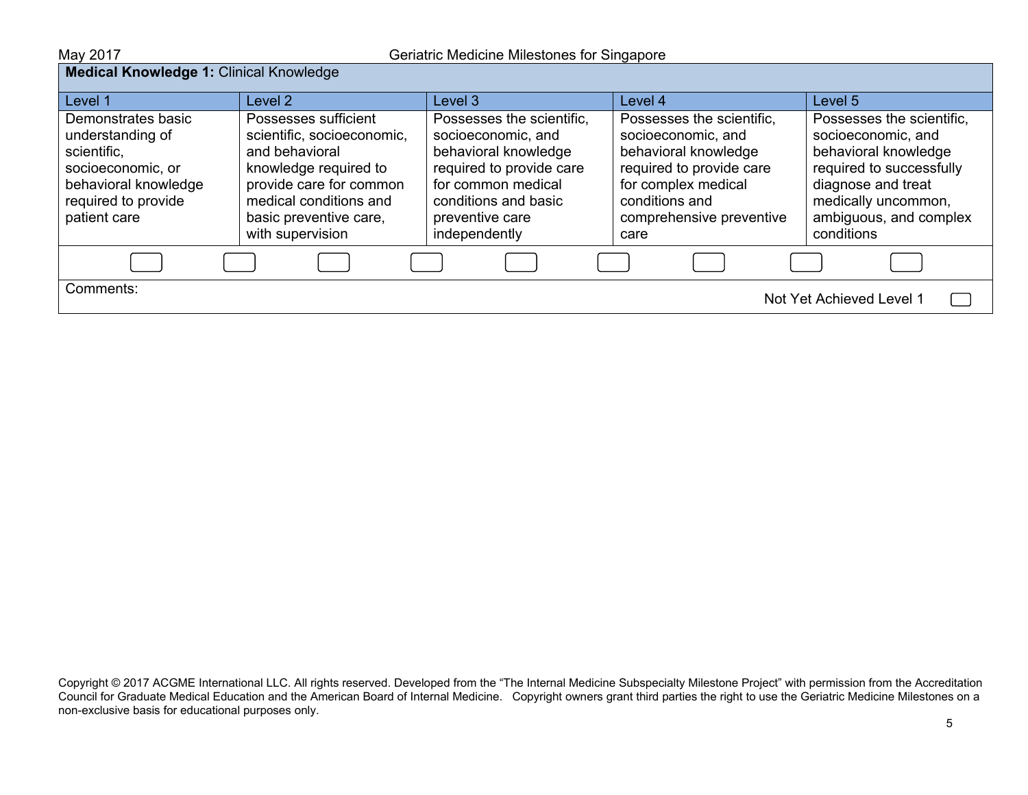**Medical Knowledge 1:** Clinical Knowledge

| Level 1 | Level 2 | Level 3 | Level 4 | Level 5 |
|---|---|---|---|---|
| Demonstrates basic understanding of scientific, socioeconomic, or behavioral knowledge required to provide patient care | Possesses sufficient scientific, socioeconomic, and behavioral knowledge required to provide care for common medical conditions and basic preventive care, with supervision | Possesses the scientific, socioeconomic, and behavioral knowledge required to provide care for common medical conditions and basic preventive care independently | Possesses the scientific, socioeconomic, and behavioral knowledge required to provide care for complex medical conditions and comprehensive preventive care | Possesses the scientific, socioeconomic, and behavioral knowledge required to successfully diagnose and treat medically uncommon, ambiguous, and complex conditions |

Comments:

Not Yet Achieved Level 1

Copyright © 2017 ACGME International LLC. All rights reserved. Developed from the "The Internal Medicine Subspecialty Milestone Project" with permission from the Accreditation Council for Graduate Medical Education and the American Board of Internal Medicine. Copyright owners grant third parties the right to use the Geriatric Medicine Milestones on a non-exclusive basis for educational purposes only.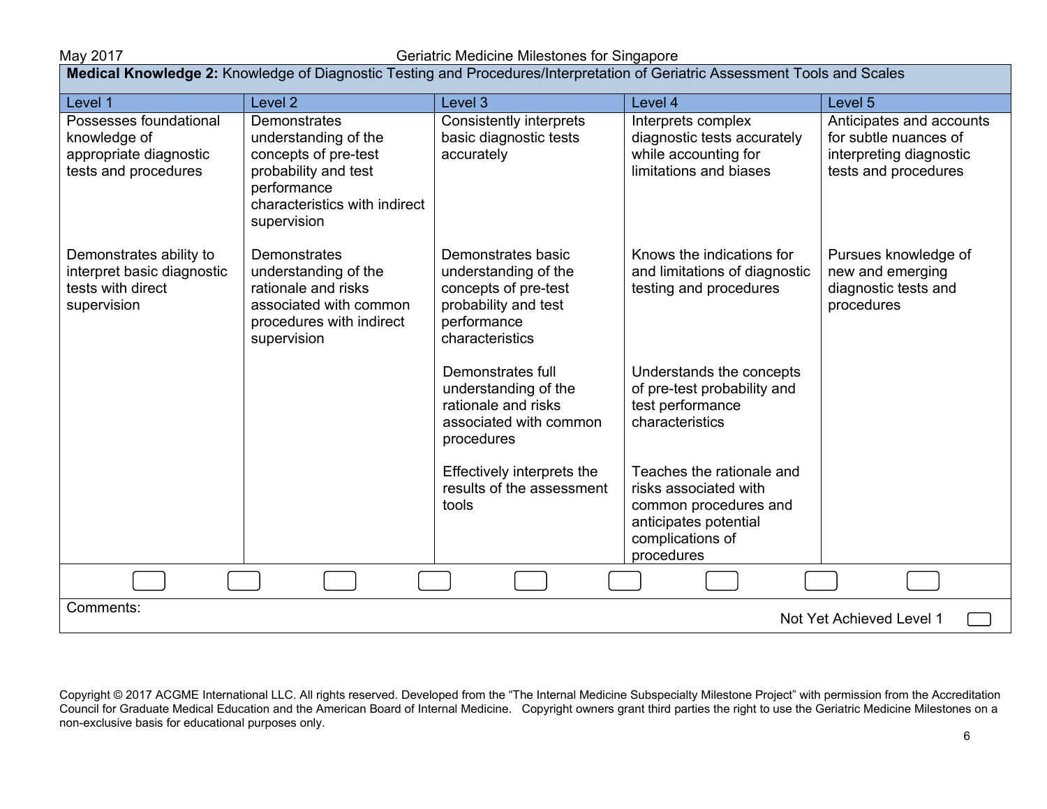**Medical Knowledge 2:** Knowledge of Diagnostic Testing and Procedures/Interpretation of Geriatric Assessment Tools and Scales

| Level 1 | Level 2 | Level 3 | Level 4 | Level 5 |
|---|---|---|---|---|
| Possesses foundational knowledge of appropriate diagnostic tests and procedures | Demonstrates understanding of the concepts of pre-test probability and test performance characteristics with indirect supervision | Consistently interprets basic diagnostic tests accurately | Interprets complex diagnostic tests accurately while accounting for limitations and biases | Anticipates and accounts for subtle nuances of interpreting diagnostic tests and procedures |
| Demonstrates ability to interpret basic diagnostic tests with direct supervision | Demonstrates understanding of the rationale and risks associated with common procedures with indirect supervision | Demonstrates basic understanding of the concepts of pre-test probability and test performance characteristics | Knows the indications for and limitations of diagnostic testing and procedures | Pursues knowledge of new and emerging diagnostic tests and procedures |
| | | Demonstrates full understanding of the rationale and risks associated with common procedures | Understands the concepts of pre-test probability and test performance characteristics | |
| | | Effectively interprets the results of the assessment tools | Teaches the rationale and risks associated with common procedures and anticipates potential complications of procedures | |

Comments:

Not Yet Achieved Level 1

Copyright © 2017 ACGME International LLC. All rights reserved. Developed from the "The Internal Medicine Subspecialty Milestone Project" with permission from the Accreditation Council for Graduate Medical Education and the American Board of Internal Medicine. Copyright owners grant third parties the right to use the Geriatric Medicine Milestones on a non-exclusive basis for educational purposes only.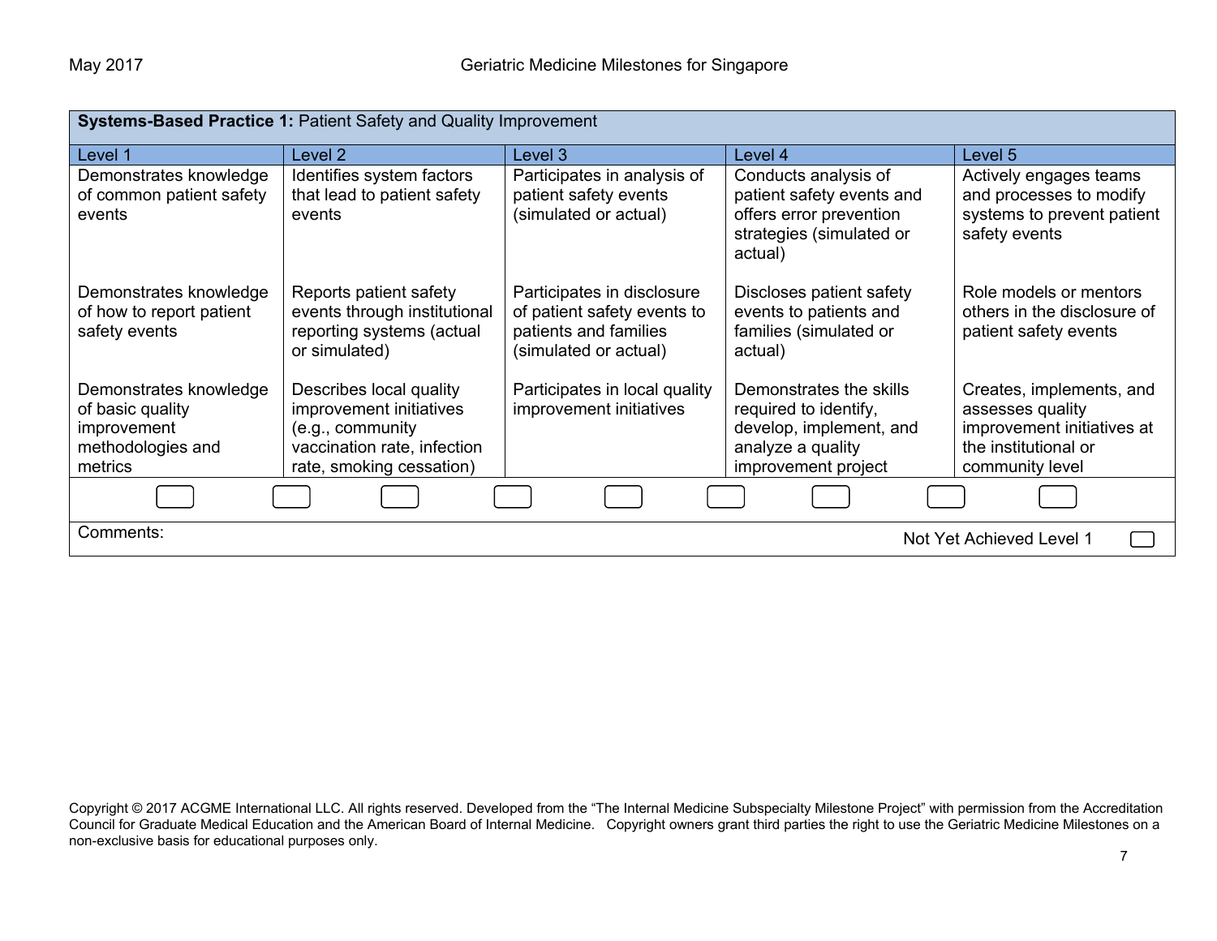**Systems-Based Practice 1:** Patient Safety and Quality Improvement

| Level 1 | Level 2 | Level 3 | Level 4 | Level 5 |
|---|---|---|---|---|
| Demonstrates knowledge of common patient safety events | Identifies system factors that lead to patient safety events | Participates in analysis of patient safety events (simulated or actual) | Conducts analysis of patient safety events and offers error prevention strategies (simulated or actual) | Actively engages teams and processes to modify systems to prevent patient safety events |
| Demonstrates knowledge of how to report patient safety events | Reports patient safety events through institutional reporting systems (actual or simulated) | Participates in disclosure of patient safety events to patients and families (simulated or actual) | Discloses patient safety events to patients and families (simulated or actual) | Role models or mentors others in the disclosure of patient safety events |
| Demonstrates knowledge of basic quality improvement methodologies and metrics | Describes local quality improvement initiatives (e.g., community vaccination rate, infection rate, smoking cessation) | Participates in local quality improvement initiatives | Demonstrates the skills required to identify, develop, implement, and analyze a quality improvement project | Creates, implements, and assesses quality improvement initiatives at the institutional or community level |

Comments:

Not Yet Achieved Level 1

Copyright © 2017 ACGME International LLC. All rights reserved. Developed from the "The Internal Medicine Subspecialty Milestone Project" with permission from the Accreditation Council for Graduate Medical Education and the American Board of Internal Medicine. Copyright owners grant third parties the right to use the Geriatric Medicine Milestones on a non-exclusive basis for educational purposes only.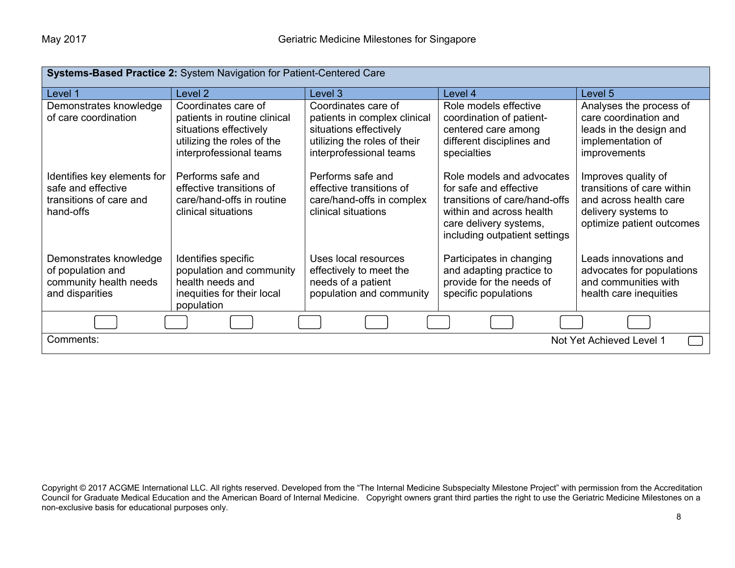| **Systems-Based Practice 2:** System Navigation for Patient-Centered Care | | | | |
|---|---|---|---|---|
| Level 1 | Level 2 | Level 3 | Level 4 | Level 5 |
| Demonstrates knowledge of care coordination | Coordinates care of patients in routine clinical situations effectively utilizing the roles of the interprofessional teams | Coordinates care of patients in complex clinical situations effectively utilizing the roles of their interprofessional teams | Role models effective coordination of patient-centered care among different disciplines and specialties | Analyses the process of care coordination and leads in the design and implementation of improvements |
| Identifies key elements for safe and effective transitions of care and hand-offs | Performs safe and effective transitions of care/hand-offs in routine clinical situations | Performs safe and effective transitions of care/hand-offs in complex clinical situations | Role models and advocates for safe and effective transitions of care/hand-offs within and across health care delivery systems, including outpatient settings | Improves quality of transitions of care within and across health care delivery systems to optimize patient outcomes |
| Demonstrates knowledge of population and community health needs and disparities | Identifies specific population and community health needs and inequities for their local population | Uses local resources effectively to meet the needs of a patient population and community | Participates in changing and adapting practice to provide for the needs of specific populations | Leads innovations and advocates for populations and communities with health care inequities |

Comments:

Not Yet Achieved Level 1 ☐

Copyright © 2017 ACGME International LLC. All rights reserved. Developed from the "The Internal Medicine Subspecialty Milestone Project" with permission from the Accreditation Council for Graduate Medical Education and the American Board of Internal Medicine. Copyright owners grant third parties the right to use the Geriatric Medicine Milestones on a non-exclusive basis for educational purposes only.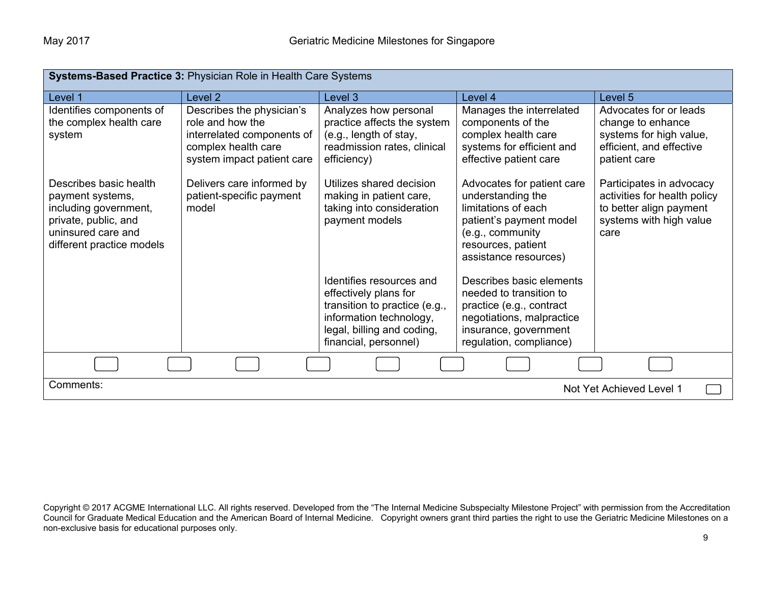| Systems-Based Practice 3: Physician Role in Health Care Systems | | | | |
|---|---|---|---|---|
| Level 1 | Level 2 | Level 3 | Level 4 | Level 5 |
| Identifies components of the complex health care system | Describes the physician's role and how the interrelated components of complex health care system impact patient care | Analyzes how personal practice affects the system (e.g., length of stay, readmission rates, clinical efficiency) | Manages the interrelated components of the complex health care systems for efficient and effective patient care | Advocates for or leads change to enhance systems for high value, efficient, and effective patient care |
| Describes basic health payment systems, including government, private, public, and uninsured care and different practice models | Delivers care informed by patient-specific payment model | Utilizes shared decision making in patient care, taking into consideration payment models | Advocates for patient care understanding the limitations of each patient's payment model (e.g., community resources, patient assistance resources) | Participates in advocacy activities for health policy to better align payment systems with high value care |
| | | Identifies resources and effectively plans for transition to practice (e.g., information technology, legal, billing and coding, financial, personnel) | Describes basic elements needed to transition to practice (e.g., contract negotiations, malpractice insurance, government regulation, compliance) | |

Comments:

Not Yet Achieved Level 1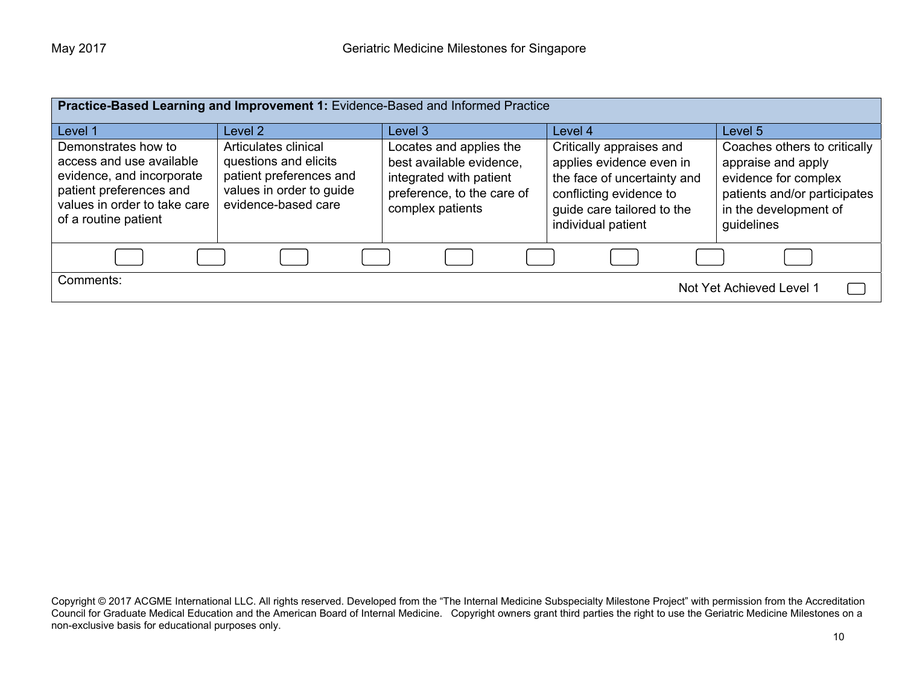**Practice-Based Learning and Improvement 1:** Evidence-Based and Informed Practice

| Level 1 | Level 2 | Level 3 | Level 4 | Level 5 |
|---|---|---|---|---|
| Demonstrates how to access and use available evidence, and incorporate patient preferences and values in order to take care of a routine patient | Articulates clinical questions and elicits patient preferences and values in order to guide evidence-based care | Locates and applies the best available evidence, integrated with patient preference, to the care of complex patients | Critically appraises and applies evidence even in the face of uncertainty and conflicting evidence to guide care tailored to the individual patient | Coaches others to critically appraise and apply evidence for complex patients and/or participates in the development of guidelines |

Comments:

Not Yet Achieved Level 1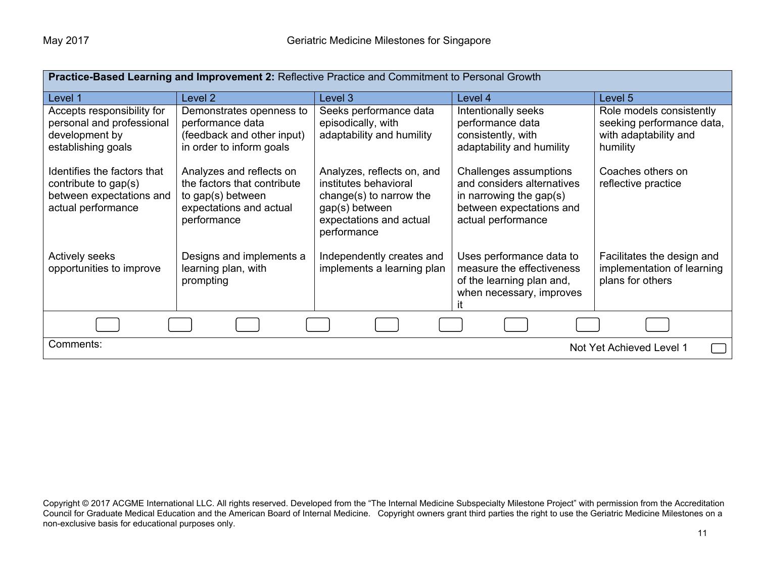| Practice-Based Learning and Improvement 2: Reflective Practice and Commitment to Personal Growth | | | | |
|---|---|---|---|---|
| Level 1 | Level 2 | Level 3 | Level 4 | Level 5 |
| Accepts responsibility for personal and professional development by establishing goals | Demonstrates openness to performance data (feedback and other input) in order to inform goals | Seeks performance data episodically, with adaptability and humility | Intentionally seeks performance data consistently, with adaptability and humility | Role models consistently seeking performance data, with adaptability and humility |
| Identifies the factors that contribute to gap(s) between expectations and actual performance | Analyzes and reflects on the factors that contribute to gap(s) between expectations and actual performance | Analyzes, reflects on, and institutes behavioral change(s) to narrow the gap(s) between expectations and actual performance | Challenges assumptions and considers alternatives in narrowing the gap(s) between expectations and actual performance | Coaches others on reflective practice |
| Actively seeks opportunities to improve | Designs and implements a learning plan, with prompting | Independently creates and implements a learning plan | Uses performance data to measure the effectiveness of the learning plan and, when necessary, improves it | Facilitates the design and implementation of learning plans for others |

Comments:

Not Yet Achieved Level 1

Copyright © 2017 ACGME International LLC. All rights reserved. Developed from the "The Internal Medicine Subspecialty Milestone Project" with permission from the Accreditation Council for Graduate Medical Education and the American Board of Internal Medicine. Copyright owners grant third parties the right to use the Geriatric Medicine Milestones on a non-exclusive basis for educational purposes only.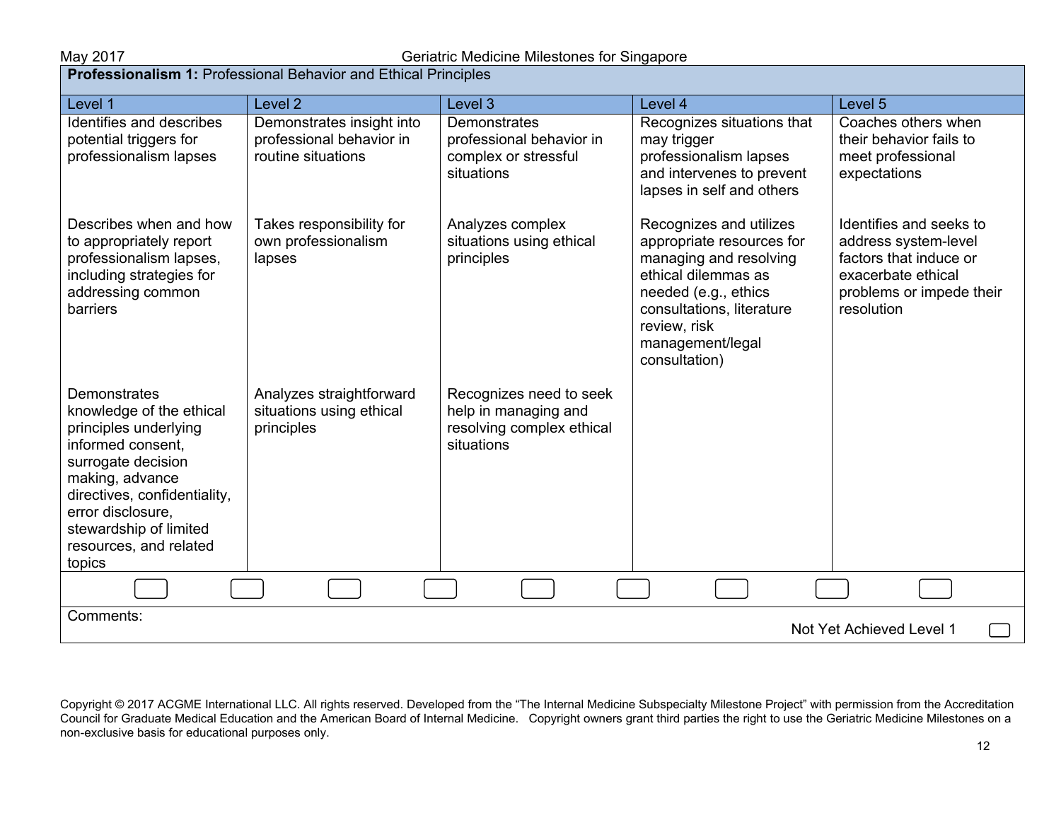## Professionalism 1: Professional Behavior and Ethical Principles

| Level 1 | Level 2 | Level 3 | Level 4 | Level 5 |
|---|---|---|---|---|
| Identifies and describes potential triggers for professionalism lapses | Demonstrates insight into professional behavior in routine situations | Demonstrates professional behavior in complex or stressful situations | Recognizes situations that may trigger professionalism lapses and intervenes to prevent lapses in self and others | Coaches others when their behavior fails to meet professional expectations |
| Describes when and how to appropriately report professionalism lapses, including strategies for addressing common barriers | Takes responsibility for own professionalism lapses | Analyzes complex situations using ethical principles | Recognizes and utilizes appropriate resources for managing and resolving ethical dilemmas as needed (e.g., ethics consultations, literature review, risk management/legal consultation) | Identifies and seeks to address system-level factors that induce or exacerbate ethical problems or impede their resolution |
| Demonstrates knowledge of the ethical principles underlying informed consent, surrogate decision making, advance directives, confidentiality, error disclosure, stewardship of limited resources, and related topics | Analyzes straightforward situations using ethical principles | Recognizes need to seek help in managing and resolving complex ethical situations | | |

Comments:

Not Yet Achieved Level 1

Copyright © 2017 ACGME International LLC. All rights reserved. Developed from the "The Internal Medicine Subspecialty Milestone Project" with permission from the Accreditation Council for Graduate Medical Education and the American Board of Internal Medicine. Copyright owners grant third parties the right to use the Geriatric Medicine Milestones on a non-exclusive basis for educational purposes only.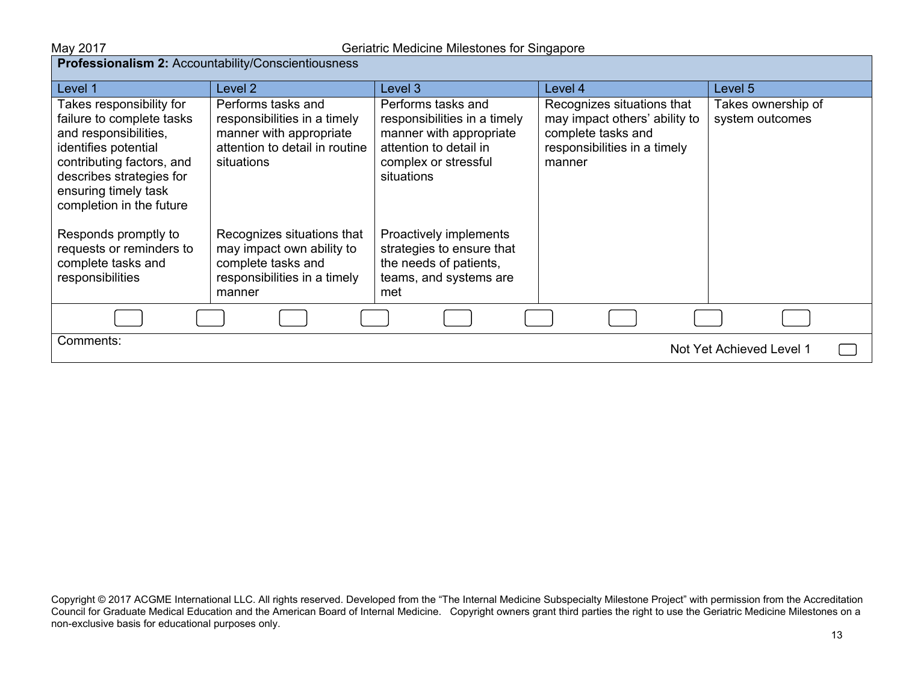**Professionalism 2:** Accountability/Conscientiousness

| Level 1 | Level 2 | Level 3 | Level 4 | Level 5 |
|---|---|---|---|---|
| Takes responsibility for failure to complete tasks and responsibilities, identifies potential contributing factors, and describes strategies for ensuring timely task completion in the future | Performs tasks and responsibilities in a timely manner with appropriate attention to detail in routine situations | Performs tasks and responsibilities in a timely manner with appropriate attention to detail in complex or stressful situations | Recognizes situations that may impact others' ability to complete tasks and responsibilities in a timely manner | Takes ownership of system outcomes |
| Responds promptly to requests or reminders to complete tasks and responsibilities | Recognizes situations that may impact own ability to complete tasks and responsibilities in a timely manner | Proactively implements strategies to ensure that the needs of patients, teams, and systems are met | | |

Comments:

Not Yet Achieved Level 1

Copyright © 2017 ACGME International LLC. All rights reserved. Developed from the "The Internal Medicine Subspecialty Milestone Project" with permission from the Accreditation Council for Graduate Medical Education and the American Board of Internal Medicine. Copyright owners grant third parties the right to use the Geriatric Medicine Milestones on a non-exclusive basis for educational purposes only.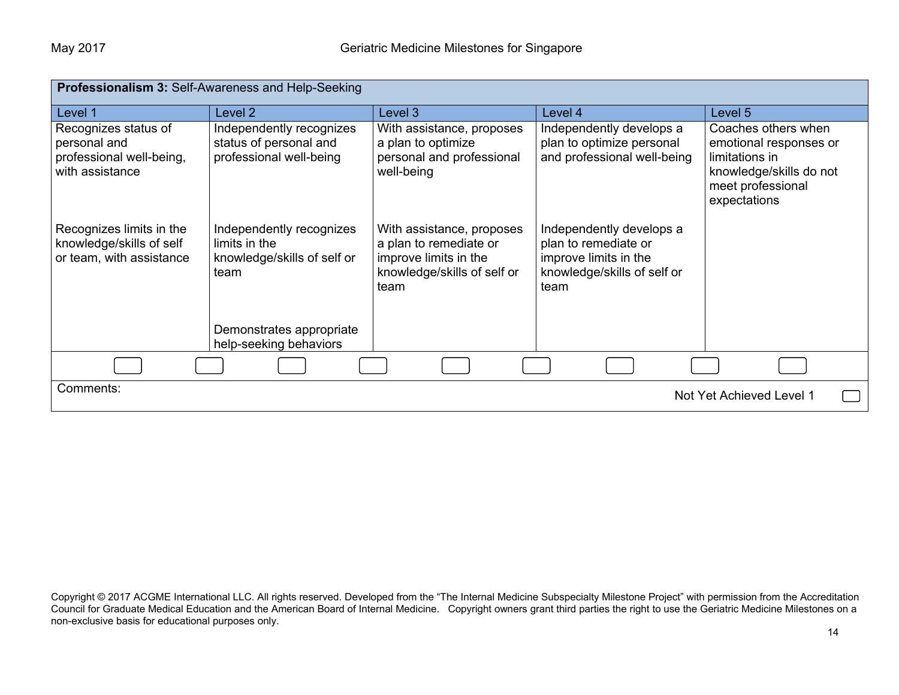| **Professionalism 3:** Self-Awareness and Help-Seeking | | | | |
|---|---|---|---|---|
| Level 1 | Level 2 | Level 3 | Level 4 | Level 5 |
| Recognizes status of personal and professional well-being, with assistance | Independently recognizes status of personal and professional well-being | With assistance, proposes a plan to optimize personal and professional well-being | Independently develops a plan to optimize personal and professional well-being | Coaches others when emotional responses or limitations in knowledge/skills do not meet professional expectations |
| Recognizes limits in the knowledge/skills of self or team, with assistance | Independently recognizes limits in the knowledge/skills of self or team | With assistance, proposes a plan to remediate or improve limits in the knowledge/skills of self or team | Independently develops a plan to remediate or improve limits in the knowledge/skills of self or team | |
| | Demonstrates appropriate help-seeking behaviors | | | |

Comments:

Not Yet Achieved Level 1

Copyright © 2017 ACGME International LLC. All rights reserved. Developed from the "The Internal Medicine Subspecialty Milestone Project" with permission from the Accreditation Council for Graduate Medical Education and the American Board of Internal Medicine. Copyright owners grant third parties the right to use the Geriatric Medicine Milestones on a non-exclusive basis for educational purposes only.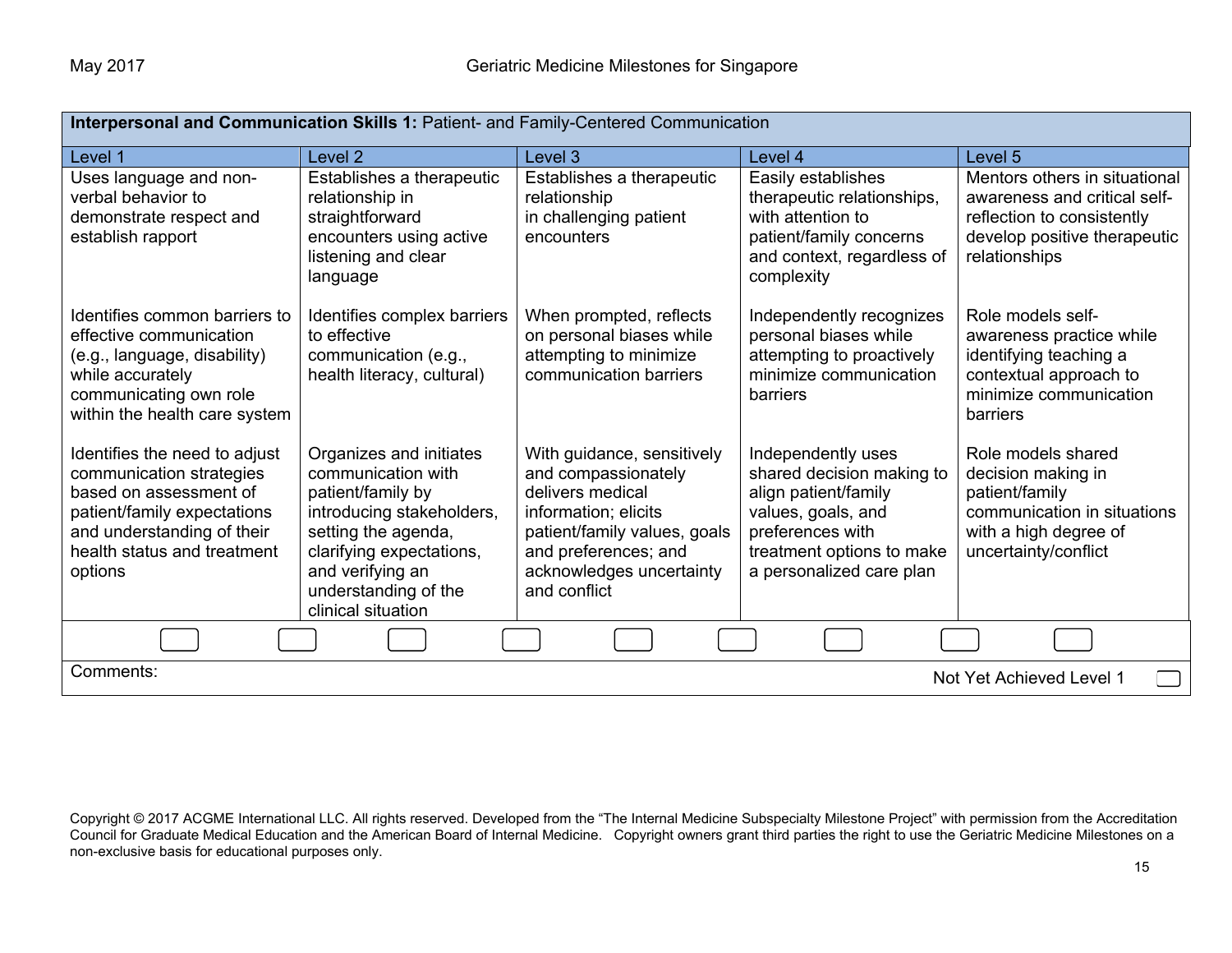| **Interpersonal and Communication Skills 1:** Patient- and Family-Centered Communication | | | | |
|---|---|---|---|---|
| Level 1 | Level 2 | Level 3 | Level 4 | Level 5 |
| Uses language and non-verbal behavior to demonstrate respect and establish rapport | Establishes a therapeutic relationship in straightforward encounters using active listening and clear language | Establishes a therapeutic relationship in challenging patient encounters | Easily establishes therapeutic relationships, with attention to patient/family concerns and context, regardless of complexity | Mentors others in situational awareness and critical self-reflection to consistently develop positive therapeutic relationships |
| Identifies common barriers to effective communication (e.g., language, disability) while accurately communicating own role within the health care system | Identifies complex barriers to effective communication (e.g., health literacy, cultural) | When prompted, reflects on personal biases while attempting to minimize communication barriers | Independently recognizes personal biases while attempting to proactively minimize communication barriers | Role models self-awareness practice while identifying teaching a contextual approach to minimize communication barriers |
| Identifies the need to adjust communication strategies based on assessment of patient/family expectations and understanding of their health status and treatment options | Organizes and initiates communication with patient/family by introducing stakeholders, setting the agenda, clarifying expectations, and verifying an understanding of the clinical situation | With guidance, sensitively and compassionately delivers medical information; elicits patient/family values, goals and preferences; and acknowledges uncertainty and conflict | Independently uses shared decision making to align patient/family values, goals, and preferences with treatment options to make a personalized care plan | Role models shared decision making in patient/family communication in situations with a high degree of uncertainty/conflict |

Comments:

Not Yet Achieved Level 1

Copyright © 2017 ACGME International LLC. All rights reserved. Developed from the "The Internal Medicine Subspecialty Milestone Project" with permission from the Accreditation Council for Graduate Medical Education and the American Board of Internal Medicine. Copyright owners grant third parties the right to use the Geriatric Medicine Milestones on a non-exclusive basis for educational purposes only.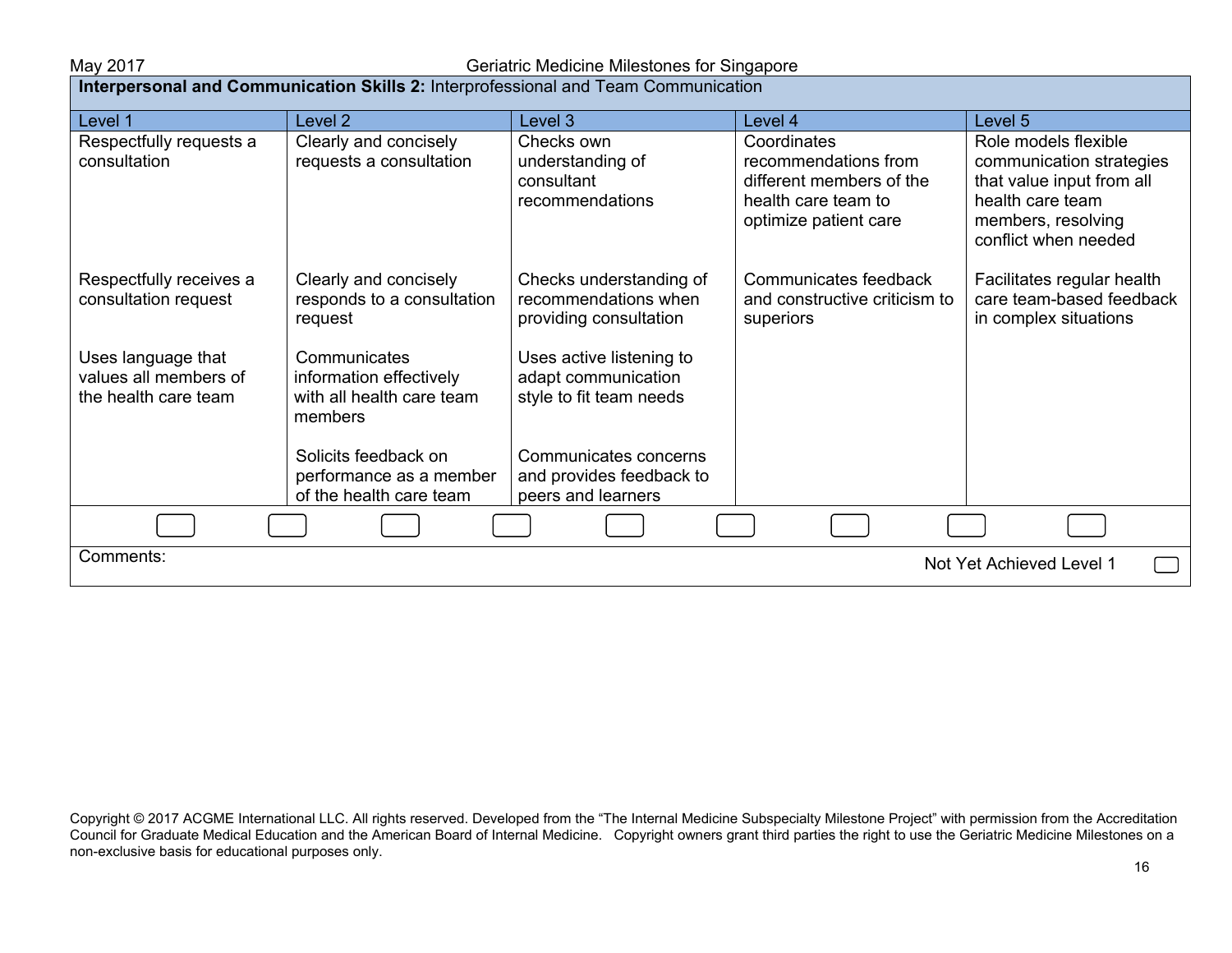## Interpersonal and Communication Skills 2: Interprofessional and Team Communication

| Level 1 | Level 2 | Level 3 | Level 4 | Level 5 |
|---|---|---|---|---|
| Respectfully requests a consultation | Clearly and concisely requests a consultation | Checks own understanding of consultant recommendations | Coordinates recommendations from different members of the health care team to optimize patient care | Role models flexible communication strategies that value input from all health care team members, resolving conflict when needed |
| Respectfully receives a consultation request | Clearly and concisely responds to a consultation request | Checks understanding of recommendations when providing consultation | Communicates feedback and constructive criticism to superiors | Facilitates regular health care team-based feedback in complex situations |
| Uses language that values all members of the health care team | Communicates information effectively with all health care team members | Uses active listening to adapt communication style to fit team needs | | |
| | Solicits feedback on performance as a member of the health care team | Communicates concerns and provides feedback to peers and learners | | |

Comments:

Not Yet Achieved Level 1

Copyright © 2017 ACGME International LLC. All rights reserved. Developed from the "The Internal Medicine Subspecialty Milestone Project" with permission from the Accreditation Council for Graduate Medical Education and the American Board of Internal Medicine. Copyright owners grant third parties the right to use the Geriatric Medicine Milestones on a non-exclusive basis for educational purposes only.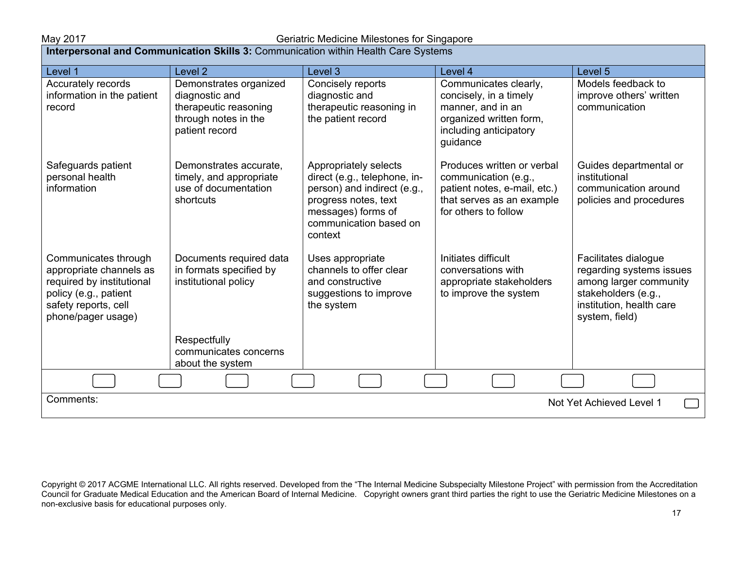**Interpersonal and Communication Skills 3:** Communication within Health Care Systems

| Level 1 | Level 2 | Level 3 | Level 4 | Level 5 |
|---|---|---|---|---|
| Accurately records information in the patient record | Demonstrates organized diagnostic and therapeutic reasoning through notes in the patient record | Concisely reports diagnostic and therapeutic reasoning in the patient record | Communicates clearly, concisely, in a timely manner, and in an organized written form, including anticipatory guidance | Models feedback to improve others' written communication |
| Safeguards patient personal health information | Demonstrates accurate, timely, and appropriate use of documentation shortcuts | Appropriately selects direct (e.g., telephone, in-person) and indirect (e.g., progress notes, text messages) forms of communication based on context | Produces written or verbal communication (e.g., patient notes, e-mail, etc.) that serves as an example for others to follow | Guides departmental or institutional communication around policies and procedures |
| Communicates through appropriate channels as required by institutional policy (e.g., patient safety reports, cell phone/pager usage) | Documents required data in formats specified by institutional policy | Uses appropriate channels to offer clear and constructive suggestions to improve the system | Initiates difficult conversations with appropriate stakeholders to improve the system | Facilitates dialogue regarding systems issues among larger community stakeholders (e.g., institution, health care system, field) |
| | Respectfully communicates concerns about the system | | | |

Comments:

Not Yet Achieved Level 1

Copyright © 2017 ACGME International LLC. All rights reserved. Developed from the "The Internal Medicine Subspecialty Milestone Project" with permission from the Accreditation Council for Graduate Medical Education and the American Board of Internal Medicine. Copyright owners grant third parties the right to use the Geriatric Medicine Milestones on a non-exclusive basis for educational purposes only.